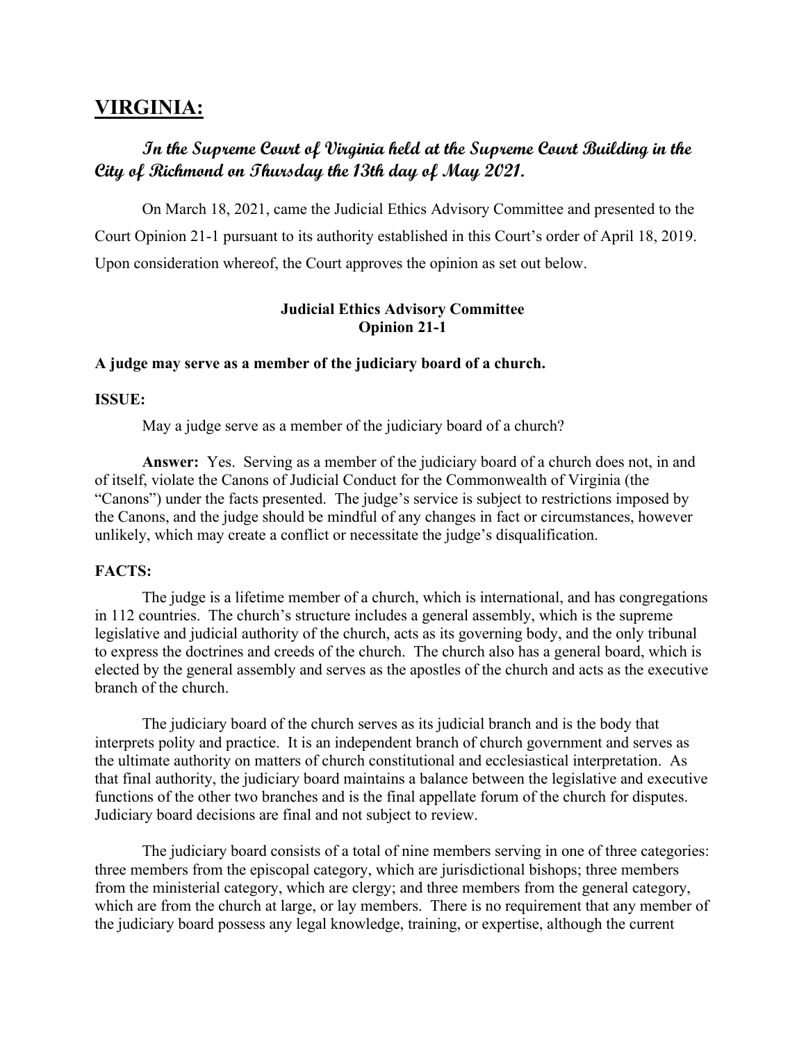# VIRGINIA:

***In the Supreme Court of Virginia held at the Supreme Court Building in the City of Richmond on Thursday the 13th day of May 2021.***

On March 18, 2021, came the Judicial Ethics Advisory Committee and presented to the Court Opinion 21-1 pursuant to its authority established in this Court's order of April 18, 2019. Upon consideration whereof, the Court approves the opinion as set out below.

**Judicial Ethics Advisory Committee**
**Opinion 21-1**

**A judge may serve as a member of the judiciary board of a church.**

**ISSUE:**

May a judge serve as a member of the judiciary board of a church?

**Answer:** Yes. Serving as a member of the judiciary board of a church does not, in and of itself, violate the Canons of Judicial Conduct for the Commonwealth of Virginia (the "Canons") under the facts presented. The judge's service is subject to restrictions imposed by the Canons, and the judge should be mindful of any changes in fact or circumstances, however unlikely, which may create a conflict or necessitate the judge's disqualification.

**FACTS:**

The judge is a lifetime member of a church, which is international, and has congregations in 112 countries. The church's structure includes a general assembly, which is the supreme legislative and judicial authority of the church, acts as its governing body, and the only tribunal to express the doctrines and creeds of the church. The church also has a general board, which is elected by the general assembly and serves as the apostles of the church and acts as the executive branch of the church.

The judiciary board of the church serves as its judicial branch and is the body that interprets polity and practice. It is an independent branch of church government and serves as the ultimate authority on matters of church constitutional and ecclesiastical interpretation. As that final authority, the judiciary board maintains a balance between the legislative and executive functions of the other two branches and is the final appellate forum of the church for disputes. Judiciary board decisions are final and not subject to review.

The judiciary board consists of a total of nine members serving in one of three categories: three members from the episcopal category, which are jurisdictional bishops; three members from the ministerial category, which are clergy; and three members from the general category, which are from the church at large, or lay members. There is no requirement that any member of the judiciary board possess any legal knowledge, training, or expertise, although the current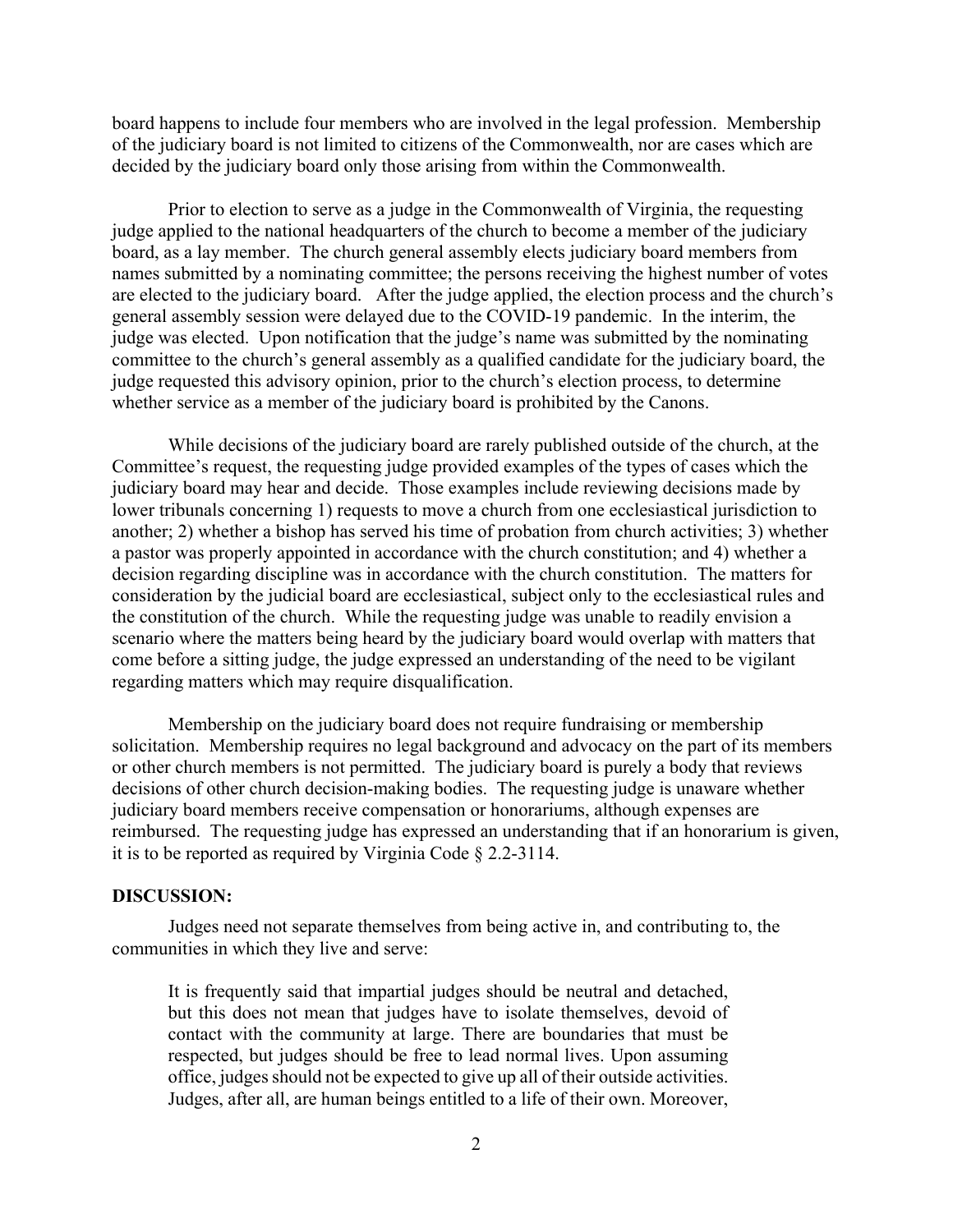board happens to include four members who are involved in the legal profession. Membership of the judiciary board is not limited to citizens of the Commonwealth, nor are cases which are decided by the judiciary board only those arising from within the Commonwealth.

Prior to election to serve as a judge in the Commonwealth of Virginia, the requesting judge applied to the national headquarters of the church to become a member of the judiciary board, as a lay member. The church general assembly elects judiciary board members from names submitted by a nominating committee; the persons receiving the highest number of votes are elected to the judiciary board. After the judge applied, the election process and the church's general assembly session were delayed due to the COVID-19 pandemic. In the interim, the judge was elected. Upon notification that the judge's name was submitted by the nominating committee to the church's general assembly as a qualified candidate for the judiciary board, the judge requested this advisory opinion, prior to the church's election process, to determine whether service as a member of the judiciary board is prohibited by the Canons.

While decisions of the judiciary board are rarely published outside of the church, at the Committee's request, the requesting judge provided examples of the types of cases which the judiciary board may hear and decide. Those examples include reviewing decisions made by lower tribunals concerning 1) requests to move a church from one ecclesiastical jurisdiction to another; 2) whether a bishop has served his time of probation from church activities; 3) whether a pastor was properly appointed in accordance with the church constitution; and 4) whether a decision regarding discipline was in accordance with the church constitution. The matters for consideration by the judicial board are ecclesiastical, subject only to the ecclesiastical rules and the constitution of the church. While the requesting judge was unable to readily envision a scenario where the matters being heard by the judiciary board would overlap with matters that come before a sitting judge, the judge expressed an understanding of the need to be vigilant regarding matters which may require disqualification.

Membership on the judiciary board does not require fundraising or membership solicitation. Membership requires no legal background and advocacy on the part of its members or other church members is not permitted. The judiciary board is purely a body that reviews decisions of other church decision-making bodies. The requesting judge is unaware whether judiciary board members receive compensation or honorariums, although expenses are reimbursed. The requesting judge has expressed an understanding that if an honorarium is given, it is to be reported as required by Virginia Code § 2.2-3114.

**DISCUSSION:**

Judges need not separate themselves from being active in, and contributing to, the communities in which they live and serve:

> It is frequently said that impartial judges should be neutral and detached, but this does not mean that judges have to isolate themselves, devoid of contact with the community at large. There are boundaries that must be respected, but judges should be free to lead normal lives. Upon assuming office, judges should not be expected to give up all of their outside activities. Judges, after all, are human beings entitled to a life of their own. Moreover,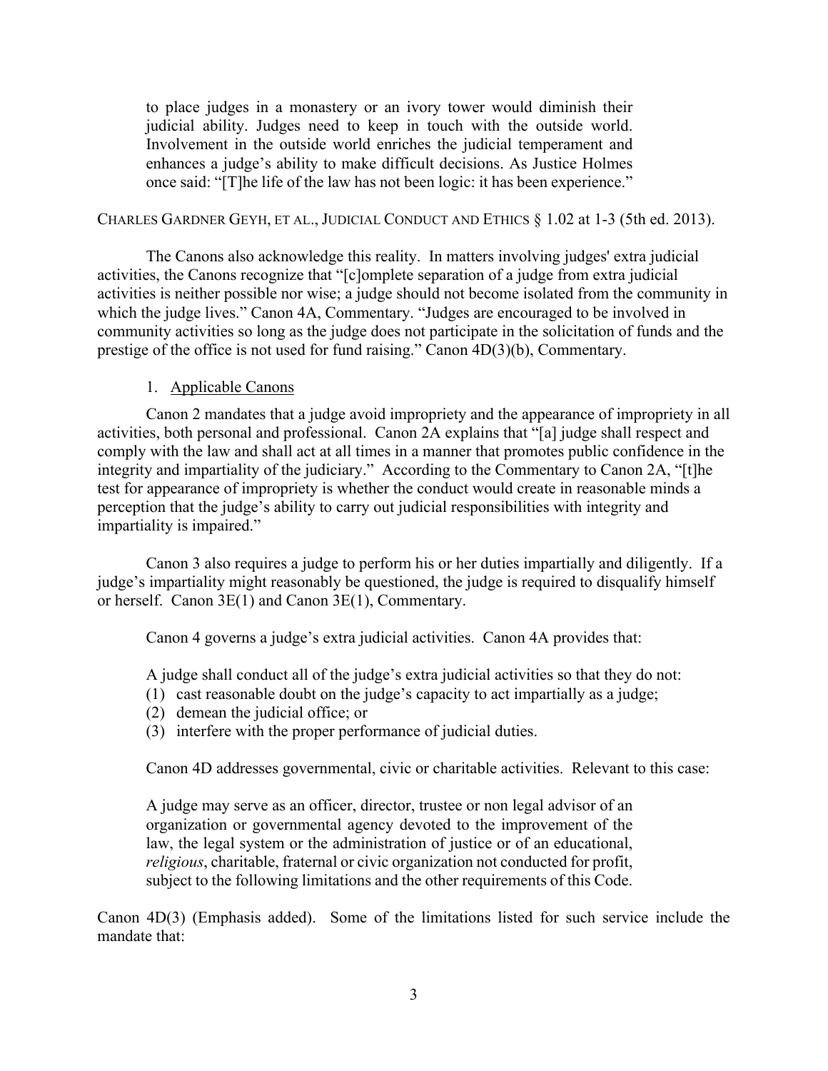> to place judges in a monastery or an ivory tower would diminish their judicial ability. Judges need to keep in touch with the outside world. Involvement in the outside world enriches the judicial temperament and enhances a judge's ability to make difficult decisions. As Justice Holmes once said: "[T]he life of the law has not been logic: it has been experience."

CHARLES GARDNER GEYH, ET AL., JUDICIAL CONDUCT AND ETHICS § 1.02 at 1-3 (5th ed. 2013).

The Canons also acknowledge this reality. In matters involving judges' extra judicial activities, the Canons recognize that "[c]omplete separation of a judge from extra judicial activities is neither possible nor wise; a judge should not become isolated from the community in which the judge lives." Canon 4A, Commentary. "Judges are encouraged to be involved in community activities so long as the judge does not participate in the solicitation of funds and the prestige of the office is not used for fund raising." Canon 4D(3)(b), Commentary.

1. Applicable Canons

Canon 2 mandates that a judge avoid impropriety and the appearance of impropriety in all activities, both personal and professional. Canon 2A explains that "[a] judge shall respect and comply with the law and shall act at all times in a manner that promotes public confidence in the integrity and impartiality of the judiciary." According to the Commentary to Canon 2A, "[t]he test for appearance of impropriety is whether the conduct would create in reasonable minds a perception that the judge's ability to carry out judicial responsibilities with integrity and impartiality is impaired."

Canon 3 also requires a judge to perform his or her duties impartially and diligently. If a judge's impartiality might reasonably be questioned, the judge is required to disqualify himself or herself. Canon 3E(1) and Canon 3E(1), Commentary.

Canon 4 governs a judge's extra judicial activities. Canon 4A provides that:

> A judge shall conduct all of the judge's extra judicial activities so that they do not:
> (1) cast reasonable doubt on the judge's capacity to act impartially as a judge;
> (2) demean the judicial office; or
> (3) interfere with the proper performance of judicial duties.

Canon 4D addresses governmental, civic or charitable activities. Relevant to this case:

> A judge may serve as an officer, director, trustee or non legal advisor of an organization or governmental agency devoted to the improvement of the law, the legal system or the administration of justice or of an educational, *religious*, charitable, fraternal or civic organization not conducted for profit, subject to the following limitations and the other requirements of this Code.

Canon 4D(3) (Emphasis added). Some of the limitations listed for such service include the mandate that: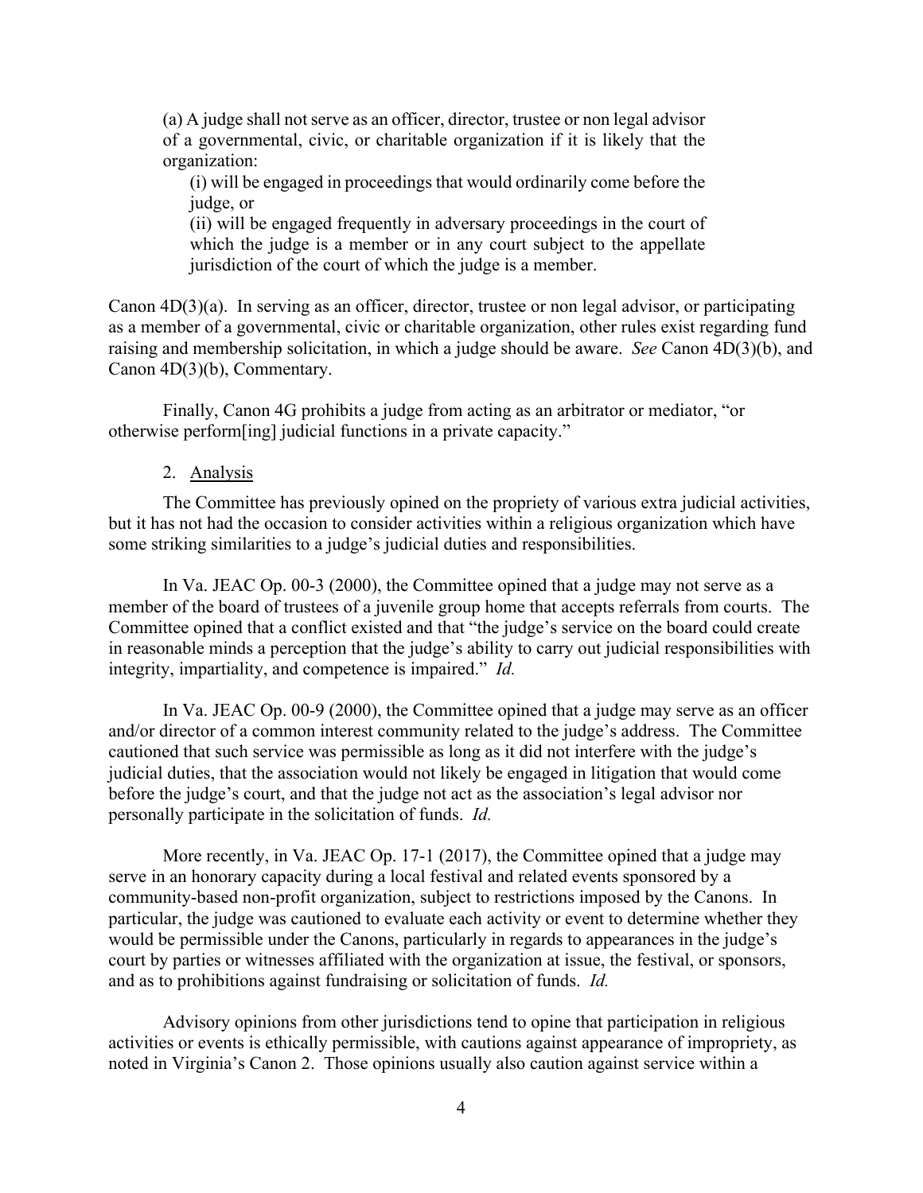> (a) A judge shall not serve as an officer, director, trustee or non legal advisor of a governmental, civic, or charitable organization if it is likely that the organization:
>
> (i) will be engaged in proceedings that would ordinarily come before the judge, or
>
> (ii) will be engaged frequently in adversary proceedings in the court of which the judge is a member or in any court subject to the appellate jurisdiction of the court of which the judge is a member.

Canon 4D(3)(a). In serving as an officer, director, trustee or non legal advisor, or participating as a member of a governmental, civic or charitable organization, other rules exist regarding fund raising and membership solicitation, in which a judge should be aware. *See* Canon 4D(3)(b), and Canon 4D(3)(b), Commentary.

Finally, Canon 4G prohibits a judge from acting as an arbitrator or mediator, "or otherwise perform[ing] judicial functions in a private capacity."

2. Analysis

The Committee has previously opined on the propriety of various extra judicial activities, but it has not had the occasion to consider activities within a religious organization which have some striking similarities to a judge's judicial duties and responsibilities.

In Va. JEAC Op. 00-3 (2000), the Committee opined that a judge may not serve as a member of the board of trustees of a juvenile group home that accepts referrals from courts. The Committee opined that a conflict existed and that "the judge's service on the board could create in reasonable minds a perception that the judge's ability to carry out judicial responsibilities with integrity, impartiality, and competence is impaired." *Id.*

In Va. JEAC Op. 00-9 (2000), the Committee opined that a judge may serve as an officer and/or director of a common interest community related to the judge's address. The Committee cautioned that such service was permissible as long as it did not interfere with the judge's judicial duties, that the association would not likely be engaged in litigation that would come before the judge's court, and that the judge not act as the association's legal advisor nor personally participate in the solicitation of funds. *Id.*

More recently, in Va. JEAC Op. 17-1 (2017), the Committee opined that a judge may serve in an honorary capacity during a local festival and related events sponsored by a community-based non-profit organization, subject to restrictions imposed by the Canons. In particular, the judge was cautioned to evaluate each activity or event to determine whether they would be permissible under the Canons, particularly in regards to appearances in the judge's court by parties or witnesses affiliated with the organization at issue, the festival, or sponsors, and as to prohibitions against fundraising or solicitation of funds. *Id.*

Advisory opinions from other jurisdictions tend to opine that participation in religious activities or events is ethically permissible, with cautions against appearance of impropriety, as noted in Virginia's Canon 2. Those opinions usually also caution against service within a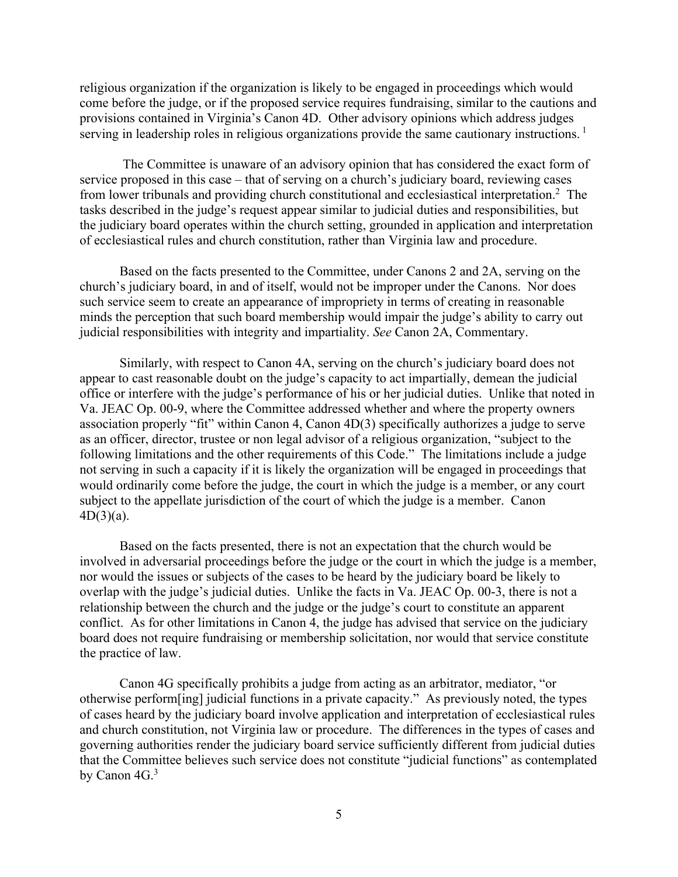religious organization if the organization is likely to be engaged in proceedings which would come before the judge, or if the proposed service requires fundraising, similar to the cautions and provisions contained in Virginia's Canon 4D. Other advisory opinions which address judges serving in leadership roles in religious organizations provide the same cautionary instructions. [1]

The Committee is unaware of an advisory opinion that has considered the exact form of service proposed in this case – that of serving on a church's judiciary board, reviewing cases from lower tribunals and providing church constitutional and ecclesiastical interpretation.[2] The tasks described in the judge's request appear similar to judicial duties and responsibilities, but the judiciary board operates within the church setting, grounded in application and interpretation of ecclesiastical rules and church constitution, rather than Virginia law and procedure.

Based on the facts presented to the Committee, under Canons 2 and 2A, serving on the church's judiciary board, in and of itself, would not be improper under the Canons. Nor does such service seem to create an appearance of impropriety in terms of creating in reasonable minds the perception that such board membership would impair the judge's ability to carry out judicial responsibilities with integrity and impartiality. *See* Canon 2A, Commentary.

Similarly, with respect to Canon 4A, serving on the church's judiciary board does not appear to cast reasonable doubt on the judge's capacity to act impartially, demean the judicial office or interfere with the judge's performance of his or her judicial duties. Unlike that noted in Va. JEAC Op. 00-9, where the Committee addressed whether and where the property owners association properly "fit" within Canon 4, Canon 4D(3) specifically authorizes a judge to serve as an officer, director, trustee or non legal advisor of a religious organization, "subject to the following limitations and the other requirements of this Code." The limitations include a judge not serving in such a capacity if it is likely the organization will be engaged in proceedings that would ordinarily come before the judge, the court in which the judge is a member, or any court subject to the appellate jurisdiction of the court of which the judge is a member. Canon 4D(3)(a).

Based on the facts presented, there is not an expectation that the church would be involved in adversarial proceedings before the judge or the court in which the judge is a member, nor would the issues or subjects of the cases to be heard by the judiciary board be likely to overlap with the judge's judicial duties. Unlike the facts in Va. JEAC Op. 00-3, there is not a relationship between the church and the judge or the judge's court to constitute an apparent conflict. As for other limitations in Canon 4, the judge has advised that service on the judiciary board does not require fundraising or membership solicitation, nor would that service constitute the practice of law.

Canon 4G specifically prohibits a judge from acting as an arbitrator, mediator, "or otherwise perform[ing] judicial functions in a private capacity." As previously noted, the types of cases heard by the judiciary board involve application and interpretation of ecclesiastical rules and church constitution, not Virginia law or procedure. The differences in the types of cases and governing authorities render the judiciary board service sufficiently different from judicial duties that the Committee believes such service does not constitute "judicial functions" as contemplated by Canon 4G.[3]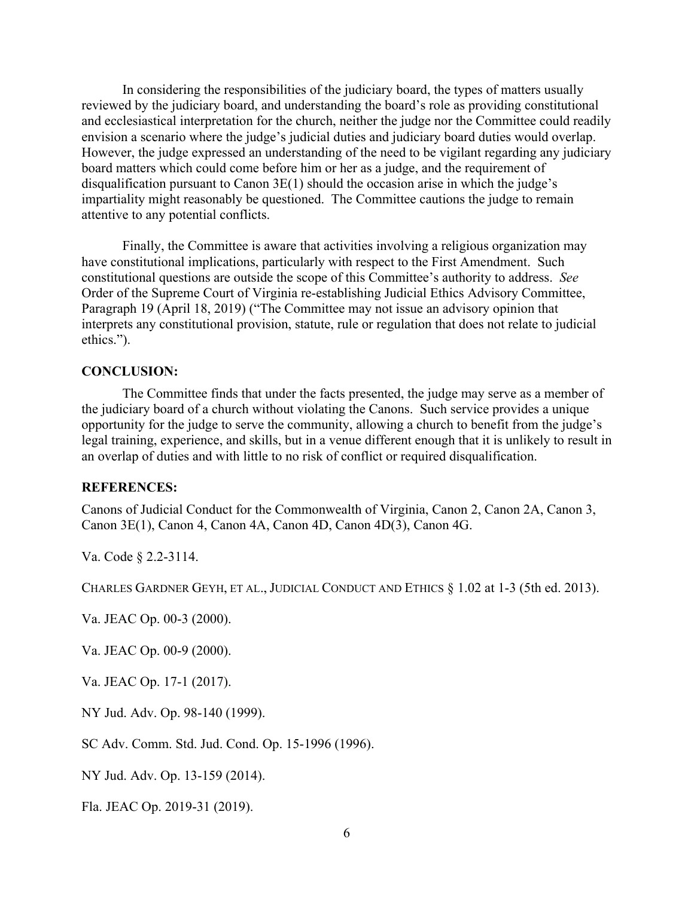In considering the responsibilities of the judiciary board, the types of matters usually reviewed by the judiciary board, and understanding the board's role as providing constitutional and ecclesiastical interpretation for the church, neither the judge nor the Committee could readily envision a scenario where the judge's judicial duties and judiciary board duties would overlap. However, the judge expressed an understanding of the need to be vigilant regarding any judiciary board matters which could come before him or her as a judge, and the requirement of disqualification pursuant to Canon 3E(1) should the occasion arise in which the judge's impartiality might reasonably be questioned. The Committee cautions the judge to remain attentive to any potential conflicts.

Finally, the Committee is aware that activities involving a religious organization may have constitutional implications, particularly with respect to the First Amendment. Such constitutional questions are outside the scope of this Committee's authority to address. *See* Order of the Supreme Court of Virginia re-establishing Judicial Ethics Advisory Committee, Paragraph 19 (April 18, 2019) ("The Committee may not issue an advisory opinion that interprets any constitutional provision, statute, rule or regulation that does not relate to judicial ethics.").

**CONCLUSION:**

The Committee finds that under the facts presented, the judge may serve as a member of the judiciary board of a church without violating the Canons. Such service provides a unique opportunity for the judge to serve the community, allowing a church to benefit from the judge's legal training, experience, and skills, but in a venue different enough that it is unlikely to result in an overlap of duties and with little to no risk of conflict or required disqualification.

**REFERENCES:**

Canons of Judicial Conduct for the Commonwealth of Virginia, Canon 2, Canon 2A, Canon 3, Canon 3E(1), Canon 4, Canon 4A, Canon 4D, Canon 4D(3), Canon 4G.

Va. Code § 2.2-3114.

CHARLES GARDNER GEYH, ET AL., JUDICIAL CONDUCT AND ETHICS § 1.02 at 1-3 (5th ed. 2013).

Va. JEAC Op. 00-3 (2000).

Va. JEAC Op. 00-9 (2000).

Va. JEAC Op. 17-1 (2017).

NY Jud. Adv. Op. 98-140 (1999).

SC Adv. Comm. Std. Jud. Cond. Op. 15-1996 (1996).

NY Jud. Adv. Op. 13-159 (2014).

Fla. JEAC Op. 2019-31 (2019).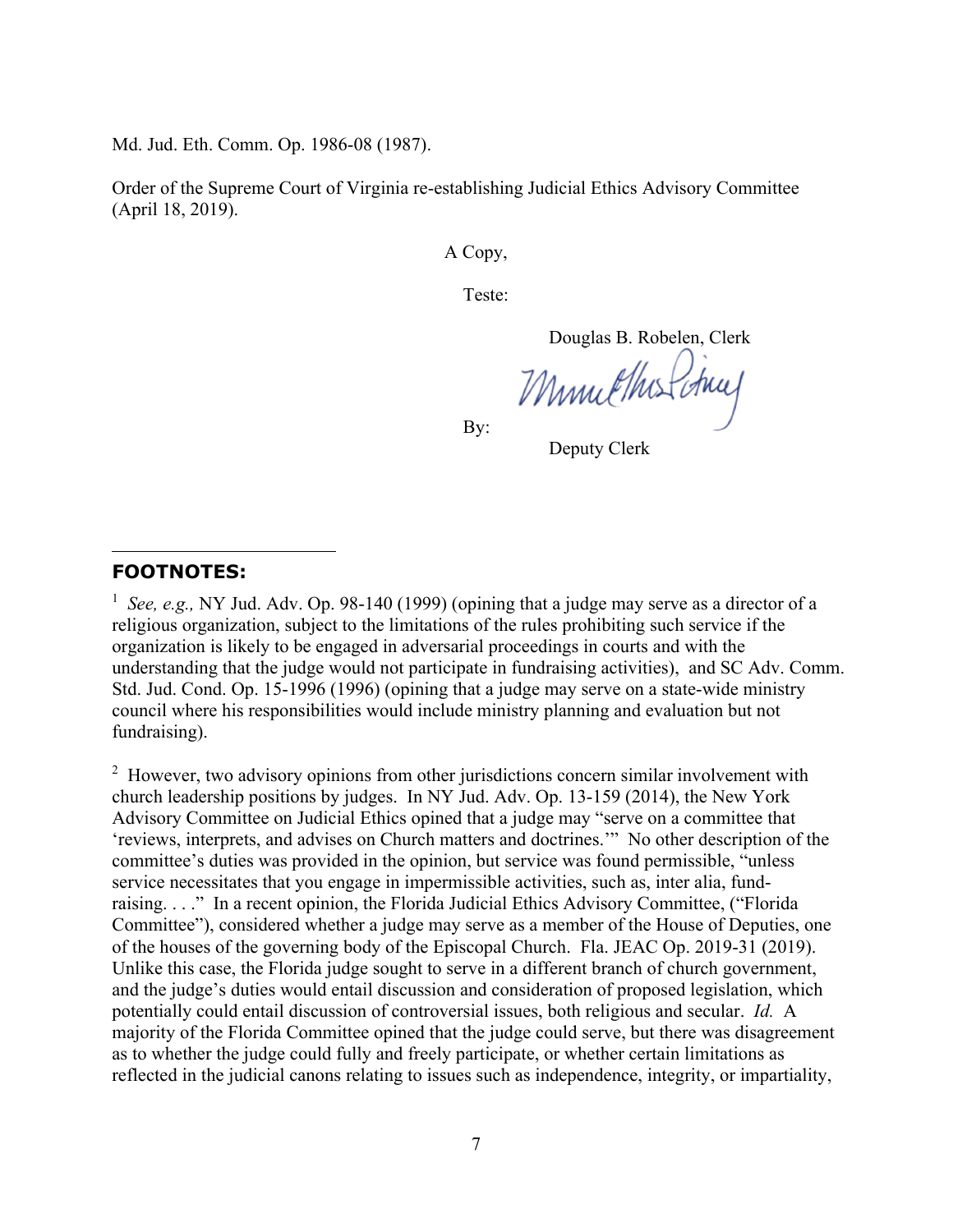Md. Jud. Eth. Comm. Op. 1986-08 (1987).

Order of the Supreme Court of Virginia re-establishing Judicial Ethics Advisory Committee (April 18, 2019).

A Copy,

Teste:

Douglas B. Robelen, Clerk

By:

Deputy Clerk

---

**FOOTNOTES:**

[1] *See, e.g.,* NY Jud. Adv. Op. 98-140 (1999) (opining that a judge may serve as a director of a religious organization, subject to the limitations of the rules prohibiting such service if the organization is likely to be engaged in adversarial proceedings in courts and with the understanding that the judge would not participate in fundraising activities), and SC Adv. Comm. Std. Jud. Cond. Op. 15-1996 (1996) (opining that a judge may serve on a state-wide ministry council where his responsibilities would include ministry planning and evaluation but not fundraising).

[2] However, two advisory opinions from other jurisdictions concern similar involvement with church leadership positions by judges. In NY Jud. Adv. Op. 13-159 (2014), the New York Advisory Committee on Judicial Ethics opined that a judge may "serve on a committee that 'reviews, interprets, and advises on Church matters and doctrines.'" No other description of the committee's duties was provided in the opinion, but service was found permissible, "unless service necessitates that you engage in impermissible activities, such as, inter alia, fund-raising. . . ." In a recent opinion, the Florida Judicial Ethics Advisory Committee, ("Florida Committee"), considered whether a judge may serve as a member of the House of Deputies, one of the houses of the governing body of the Episcopal Church. Fla. JEAC Op. 2019-31 (2019). Unlike this case, the Florida judge sought to serve in a different branch of church government, and the judge's duties would entail discussion and consideration of proposed legislation, which potentially could entail discussion of controversial issues, both religious and secular. *Id.* A majority of the Florida Committee opined that the judge could serve, but there was disagreement as to whether the judge could fully and freely participate, or whether certain limitations as reflected in the judicial canons relating to issues such as independence, integrity, or impartiality,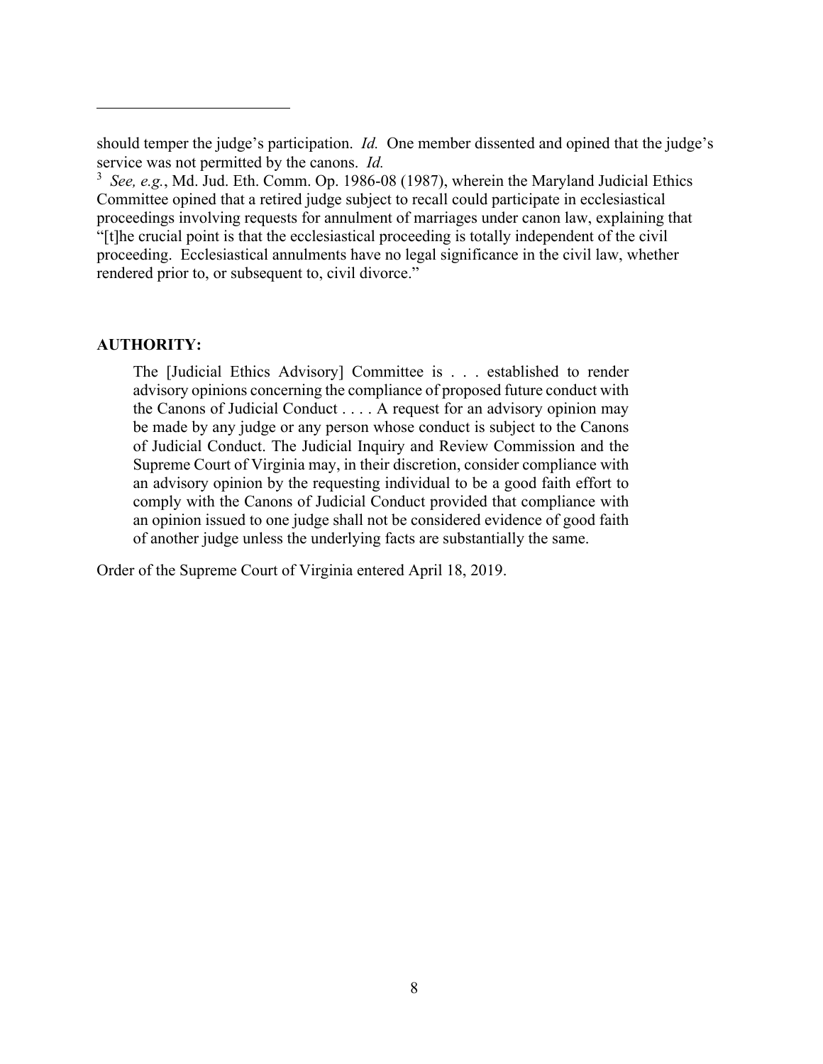should temper the judge's participation. *Id.* One member dissented and opined that the judge's service was not permitted by the canons. *Id.*

[3] *See, e.g.*, Md. Jud. Eth. Comm. Op. 1986-08 (1987), wherein the Maryland Judicial Ethics Committee opined that a retired judge subject to recall could participate in ecclesiastical proceedings involving requests for annulment of marriages under canon law, explaining that "[t]he crucial point is that the ecclesiastical proceeding is totally independent of the civil proceeding. Ecclesiastical annulments have no legal significance in the civil law, whether rendered prior to, or subsequent to, civil divorce."

**AUTHORITY:**

> The [Judicial Ethics Advisory] Committee is . . . established to render advisory opinions concerning the compliance of proposed future conduct with the Canons of Judicial Conduct . . . . A request for an advisory opinion may be made by any judge or any person whose conduct is subject to the Canons of Judicial Conduct. The Judicial Inquiry and Review Commission and the Supreme Court of Virginia may, in their discretion, consider compliance with an advisory opinion by the requesting individual to be a good faith effort to comply with the Canons of Judicial Conduct provided that compliance with an opinion issued to one judge shall not be considered evidence of good faith of another judge unless the underlying facts are substantially the same.

Order of the Supreme Court of Virginia entered April 18, 2019.